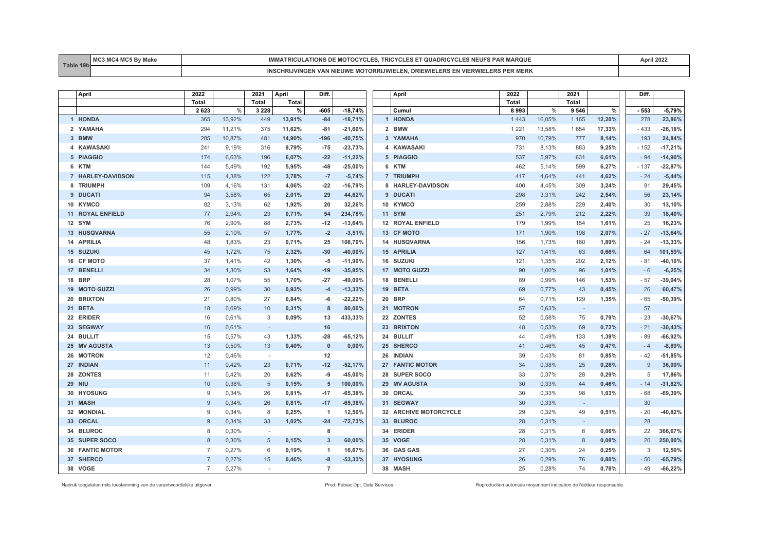| Table 19b | MC3 MC4 MC5 By Make | IMMATRICULATIONS DE MOTOCYCLES, TRICYCLES ET QUADRICYCLES NEUFS PAR MARQUE | April 2022 |
|---|---|---|---|
| | | INSCHRIJVINGEN VAN NIEUWE MOTORRIJWIELEN, DRIEWIELERS EN VIERWIELERS PER MERK | |

| | April | 2022 | | 2021 | April | Diff. | |
|---|---|---|---|---|---|---|---|
| | | Total | | Total | Total | | |
| | | 2 623 | % | 3 228 | % | -605 | -18,74% |
| 1 | HONDA | 365 | 13,92% | 449 | 13,91% | -84 | -18,71% |
| 2 | YAMAHA | 294 | 11,21% | 375 | 11,62% | -81 | -21,60% |
| 3 | BMW | 285 | 10,87% | 481 | 14,90% | -196 | -40,75% |
| 4 | KAWASAKI | 241 | 9,19% | 316 | 9,79% | -75 | -23,73% |
| 5 | PIAGGIO | 174 | 6,63% | 196 | 6,07% | -22 | -11,22% |
| 6 | KTM | 144 | 5,49% | 192 | 5,95% | -48 | -25,00% |
| 7 | HARLEY-DAVIDSON | 115 | 4,38% | 122 | 3,78% | -7 | -5,74% |
| 8 | TRIUMPH | 109 | 4,16% | 131 | 4,06% | -22 | -16,79% |
| 9 | DUCATI | 94 | 3,58% | 65 | 2,01% | 29 | 44,62% |
| 10 | KYMCO | 82 | 3,13% | 62 | 1,92% | 20 | 32,26% |
| 11 | ROYAL ENFIELD | 77 | 2,94% | 23 | 0,71% | 54 | 234,78% |
| 12 | SYM | 76 | 2,90% | 88 | 2,73% | -12 | -13,64% |
| 13 | HUSQVARNA | 55 | 2,10% | 57 | 1,77% | -2 | -3,51% |
| 14 | APRILIA | 48 | 1,83% | 23 | 0,71% | 25 | 108,70% |
| 15 | SUZUKI | 45 | 1,72% | 75 | 2,32% | -30 | -40,00% |
| 16 | CF MOTO | 37 | 1,41% | 42 | 1,30% | -5 | -11,90% |
| 17 | BENELLI | 34 | 1,30% | 53 | 1,64% | -19 | -35,85% |
| 18 | BRP | 28 | 1,07% | 55 | 1,70% | -27 | -49,09% |
| 19 | MOTO GUZZI | 26 | 0,99% | 30 | 0,93% | -4 | -13,33% |
| 20 | BRIXTON | 21 | 0,80% | 27 | 0,84% | -6 | -22,22% |
| 21 | BETA | 18 | 0,69% | 10 | 0,31% | 8 | 80,00% |
| 22 | ERIDER | 16 | 0,61% | 3 | 0,09% | 13 | 433,33% |
| 23 | SEGWAY | 16 | 0,61% | - | | 16 | |
| 24 | BULLIT | 15 | 0,57% | 43 | 1,33% | -28 | -65,12% |
| 25 | MV AGUSTA | 13 | 0,50% | 13 | 0,40% | 0 | 0,00% |
| 26 | MOTRON | 12 | 0,46% | - | | 12 | |
| 27 | INDIAN | 11 | 0,42% | 23 | 0,71% | -12 | -52,17% |
| 28 | ZONTES | 11 | 0,42% | 20 | 0,62% | -9 | -45,00% |
| 29 | NIU | 10 | 0,38% | 5 | 0,15% | 5 | 100,00% |
| 30 | HYOSUNG | 9 | 0,34% | 26 | 0,81% | -17 | -65,38% |
| 31 | MASH | 9 | 0,34% | 26 | 0,81% | -17 | -65,38% |
| 32 | MONDIAL | 9 | 0,34% | 8 | 0,25% | 1 | 12,50% |
| 33 | ORCAL | 9 | 0,34% | 33 | 1,02% | -24 | -72,73% |
| 34 | BLUROC | 8 | 0,30% | - | | 8 | |
| 35 | SUPER SOCO | 8 | 0,30% | 5 | 0,15% | 3 | 60,00% |
| 36 | FANTIC MOTOR | 7 | 0,27% | 6 | 0,19% | 1 | 16,67% |
| 37 | SHERCO | 7 | 0,27% | 15 | 0,46% | -8 | -53,33% |
| 38 | VOGE | 7 | 0,27% | - | | 7 | |

| | April | 2022 | | 2021 | | Diff. | |
|---|---|---|---|---|---|---|---|
| | | Total | | Total | | | |
| | Cumul | 8 993 | % | 9 546 | % | - 553 | -5,79% |
| 1 | HONDA | 1 443 | 16,05% | 1 165 | 12,20% | 278 | 23,86% |
| 2 | BMW | 1 221 | 13,58% | 1 654 | 17,33% | - 433 | -26,18% |
| 3 | YAMAHA | 970 | 10,79% | 777 | 8,14% | 193 | 24,84% |
| 4 | KAWASAKI | 731 | 8,13% | 883 | 9,25% | - 152 | -17,21% |
| 5 | PIAGGIO | 537 | 5,97% | 631 | 6,61% | - 94 | -14,90% |
| 6 | KTM | 462 | 5,14% | 599 | 6,27% | - 137 | -22,87% |
| 7 | TRIUMPH | 417 | 4,64% | 441 | 4,62% | - 24 | -5,44% |
| 8 | HARLEY-DAVIDSON | 400 | 4,45% | 309 | 3,24% | 91 | 29,45% |
| 9 | DUCATI | 298 | 3,31% | 242 | 2,54% | 56 | 23,14% |
| 10 | KYMCO | 259 | 2,88% | 229 | 2,40% | 30 | 13,10% |
| 11 | SYM | 251 | 2,79% | 212 | 2,22% | 39 | 18,40% |
| 12 | ROYAL ENFIELD | 179 | 1,99% | 154 | 1,61% | 25 | 16,23% |
| 13 | CF MOTO | 171 | 1,90% | 198 | 2,07% | - 27 | -13,64% |
| 14 | HUSQVARNA | 156 | 1,73% | 180 | 1,89% | - 24 | -13,33% |
| 15 | APRILIA | 127 | 1,41% | 63 | 0,66% | 64 | 101,59% |
| 16 | SUZUKI | 121 | 1,35% | 202 | 2,12% | - 81 | -40,10% |
| 17 | MOTO GUZZI | 90 | 1,00% | 96 | 1,01% | - 6 | -6,25% |
| 18 | BENELLI | 89 | 0,99% | 146 | 1,53% | - 57 | -39,04% |
| 19 | BETA | 69 | 0,77% | 43 | 0,45% | 26 | 60,47% |
| 20 | BRP | 64 | 0,71% | 129 | 1,35% | - 65 | -50,39% |
| 21 | MOTRON | 57 | 0,63% | - | | 57 | |
| 22 | ZONTES | 52 | 0,58% | 75 | 0,79% | - 23 | -30,67% |
| 23 | BRIXTON | 48 | 0,53% | 69 | 0,72% | - 21 | -30,43% |
| 24 | BULLIT | 44 | 0,49% | 133 | 1,39% | - 89 | -66,92% |
| 25 | SHERCO | 41 | 0,46% | 45 | 0,47% | - 4 | -8,89% |
| 26 | INDIAN | 39 | 0,43% | 81 | 0,85% | - 42 | -51,85% |
| 27 | FANTIC MOTOR | 34 | 0,38% | 25 | 0,26% | 9 | 36,00% |
| 28 | SUPER SOCO | 33 | 0,37% | 28 | 0,29% | 5 | 17,86% |
| 29 | MV AGUSTA | 30 | 0,33% | 44 | 0,46% | - 14 | -31,82% |
| 30 | ORCAL | 30 | 0,33% | 98 | 1,03% | - 68 | -69,39% |
| 31 | SEGWAY | 30 | 0,33% | - | | 30 | |
| 32 | ARCHIVE MOTORCYCLE | 29 | 0,32% | 49 | 0,51% | - 20 | -40,82% |
| 33 | BLUROC | 28 | 0,31% | - | | 28 | |
| 34 | ERIDER | 28 | 0,31% | 6 | 0,06% | 22 | 366,67% |
| 35 | VOGE | 28 | 0,31% | 8 | 0,08% | 20 | 250,00% |
| 36 | GAS GAS | 27 | 0,30% | 24 | 0,25% | 3 | 12,50% |
| 37 | HYOSUNG | 26 | 0,29% | 76 | 0,80% | - 50 | -65,79% |
| 38 | MASH | 25 | 0,28% | 74 | 0,78% | - 49 | -66,22% |

Nadruk toegelaten mits toestemming van de verantwoordelijke uitgever — Prod: Febiac Dpt. Data Services — Reproduction autorisée moyennant indication de l'éditeur responsable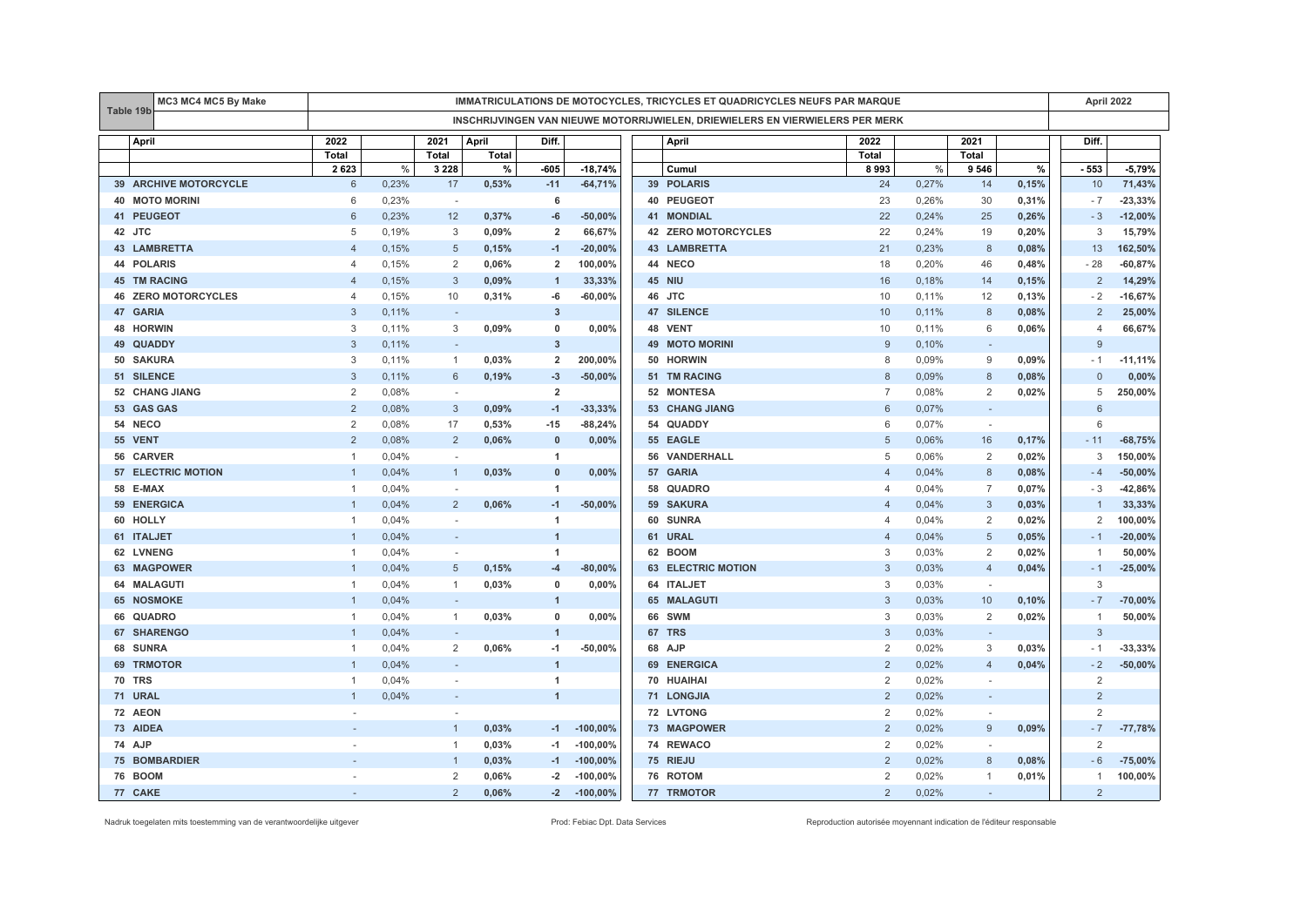| Table 19b | MC3 MC4 MC5 By Make | IMMATRICULATIONS DE MOTOCYCLES, TRICYCLES ET QUADRICYCLES NEUFS PAR MARQUE | April 2022 |
|---|---|---|---|
| | | INSCHRIJVINGEN VAN NIEUWE MOTORRIJWIELEN, DRIEWIELERS EN VIERWIELERS PER MERK | |

| | April | 2022 | | 2021 | April | Diff. | | | April | 2022 | | 2021 | | Diff. | |
|---|---|---|---|---|---|---|---|---|---|---|---|---|---|---|---|
| | | Total | | Total | Total | | | | | Total | | Total | | | |
| | | 2 623 | % | 3 228 | % | -605 | -18,74% | | Cumul | 8 993 | % | 9 546 | % | - 553 | -5,79% |
| 39 | ARCHIVE MOTORCYCLE | 6 | 0,23% | 17 | 0,53% | -11 | -64,71% | 39 | POLARIS | 24 | 0,27% | 14 | 0,15% | 10 | 71,43% |
| 40 | MOTO MORINI | 6 | 0,23% | - | | 6 | | 40 | PEUGEOT | 23 | 0,26% | 30 | 0,31% | - 7 | -23,33% |
| 41 | PEUGEOT | 6 | 0,23% | 12 | 0,37% | -6 | -50,00% | 41 | MONDIAL | 22 | 0,24% | 25 | 0,26% | - 3 | -12,00% |
| 42 | JTC | 5 | 0,19% | 3 | 0,09% | 2 | 66,67% | 42 | ZERO MOTORCYCLES | 22 | 0,24% | 19 | 0,20% | 3 | 15,79% |
| 43 | LAMBRETTA | 4 | 0,15% | 5 | 0,15% | -1 | -20,00% | 43 | LAMBRETTA | 21 | 0,23% | 8 | 0,08% | 13 | 162,50% |
| 44 | POLARIS | 4 | 0,15% | 2 | 0,06% | 2 | 100,00% | 44 | NECO | 18 | 0,20% | 46 | 0,48% | - 28 | -60,87% |
| 45 | TM RACING | 4 | 0,15% | 3 | 0,09% | 1 | 33,33% | 45 | NIU | 16 | 0,18% | 14 | 0,15% | 2 | 14,29% |
| 46 | ZERO MOTORCYCLES | 4 | 0,15% | 10 | 0,31% | -6 | -60,00% | 46 | JTC | 10 | 0,11% | 12 | 0,13% | - 2 | -16,67% |
| 47 | GARIA | 3 | 0,11% | - | | 3 | | 47 | SILENCE | 10 | 0,11% | 8 | 0,08% | 2 | 25,00% |
| 48 | HORWIN | 3 | 0,11% | 3 | 0,09% | 0 | 0,00% | 48 | VENT | 10 | 0,11% | 6 | 0,06% | 4 | 66,67% |
| 49 | QUADDY | 3 | 0,11% | - | | 3 | | 49 | MOTO MORINI | 9 | 0,10% | - | | 9 | |
| 50 | SAKURA | 3 | 0,11% | 1 | 0,03% | 2 | 200,00% | 50 | HORWIN | 8 | 0,09% | 9 | 0,09% | - 1 | -11,11% |
| 51 | SILENCE | 3 | 0,11% | 6 | 0,19% | -3 | -50,00% | 51 | TM RACING | 8 | 0,09% | 8 | 0,08% | 0 | 0,00% |
| 52 | CHANG JIANG | 2 | 0,08% | - | | 2 | | 52 | MONTESA | 7 | 0,08% | 2 | 0,02% | 5 | 250,00% |
| 53 | GAS GAS | 2 | 0,08% | 3 | 0,09% | -1 | -33,33% | 53 | CHANG JIANG | 6 | 0,07% | - | | 6 | |
| 54 | NECO | 2 | 0,08% | 17 | 0,53% | -15 | -88,24% | 54 | QUADDY | 6 | 0,07% | - | | 6 | |
| 55 | VENT | 2 | 0,08% | 2 | 0,06% | 0 | 0,00% | 55 | EAGLE | 5 | 0,06% | 16 | 0,17% | - 11 | -68,75% |
| 56 | CARVER | 1 | 0,04% | - | | 1 | | 56 | VANDERHALL | 5 | 0,06% | 2 | 0,02% | 3 | 150,00% |
| 57 | ELECTRIC MOTION | 1 | 0,04% | 1 | 0,03% | 0 | 0,00% | 57 | GARIA | 4 | 0,04% | 8 | 0,08% | - 4 | -50,00% |
| 58 | E-MAX | 1 | 0,04% | - | | 1 | | 58 | QUADRO | 4 | 0,04% | 7 | 0,07% | - 3 | -42,86% |
| 59 | ENERGICA | 1 | 0,04% | 2 | 0,06% | -1 | -50,00% | 59 | SAKURA | 4 | 0,04% | 3 | 0,03% | 1 | 33,33% |
| 60 | HOLLY | 1 | 0,04% | - | | 1 | | 60 | SUNRA | 4 | 0,04% | 2 | 0,02% | 2 | 100,00% |
| 61 | ITALJET | 1 | 0,04% | - | | 1 | | 61 | URAL | 4 | 0,04% | 5 | 0,05% | - 1 | -20,00% |
| 62 | LVNENG | 1 | 0,04% | - | | 1 | | 62 | BOOM | 3 | 0,03% | 2 | 0,02% | 1 | 50,00% |
| 63 | MAGPOWER | 1 | 0,04% | 5 | 0,15% | -4 | -80,00% | 63 | ELECTRIC MOTION | 3 | 0,03% | 4 | 0,04% | - 1 | -25,00% |
| 64 | MALAGUTI | 1 | 0,04% | 1 | 0,03% | 0 | 0,00% | 64 | ITALJET | 3 | 0,03% | - | | 3 | |
| 65 | NOSMOKE | 1 | 0,04% | - | | 1 | | 65 | MALAGUTI | 3 | 0,03% | 10 | 0,10% | - 7 | -70,00% |
| 66 | QUADRO | 1 | 0,04% | 1 | 0,03% | 0 | 0,00% | 66 | SWM | 3 | 0,03% | 2 | 0,02% | 1 | 50,00% |
| 67 | SHARENGO | 1 | 0,04% | - | | 1 | | 67 | TRS | 3 | 0,03% | - | | 3 | |
| 68 | SUNRA | 1 | 0,04% | 2 | 0,06% | -1 | -50,00% | 68 | AJP | 2 | 0,02% | 3 | 0,03% | - 1 | -33,33% |
| 69 | TRMOTOR | 1 | 0,04% | - | | 1 | | 69 | ENERGICA | 2 | 0,02% | 4 | 0,04% | - 2 | -50,00% |
| 70 | TRS | 1 | 0,04% | - | | 1 | | 70 | HUAIHAI | 2 | 0,02% | - | | 2 | |
| 71 | URAL | 1 | 0,04% | - | | 1 | | 71 | LONGJIA | 2 | 0,02% | - | | 2 | |
| 72 | AEON | - | | - | | | | 72 | LVTONG | 2 | 0,02% | - | | 2 | |
| 73 | AIDEA | - | | 1 | 0,03% | -1 | -100,00% | 73 | MAGPOWER | 2 | 0,02% | 9 | 0,09% | - 7 | -77,78% |
| 74 | AJP | - | | 1 | 0,03% | -1 | -100,00% | 74 | REWACO | 2 | 0,02% | - | | 2 | |
| 75 | BOMBARDIER | - | | 1 | 0,03% | -1 | -100,00% | 75 | RIEJU | 2 | 0,02% | 8 | 0,08% | - 6 | -75,00% |
| 76 | BOOM | - | | 2 | 0,06% | -2 | -100,00% | 76 | ROTOM | 2 | 0,02% | 1 | 0,01% | 1 | 100,00% |
| 77 | CAKE | - | | 2 | 0,06% | -2 | -100,00% | 77 | TRMOTOR | 2 | 0,02% | - | | 2 | |

Nadruk toegelaten mits toestemming van de verantwoordelijke uitgever — Prod: Febiac Dpt. Data Services — Reproduction autorisée moyennant indication de l'éditeur responsable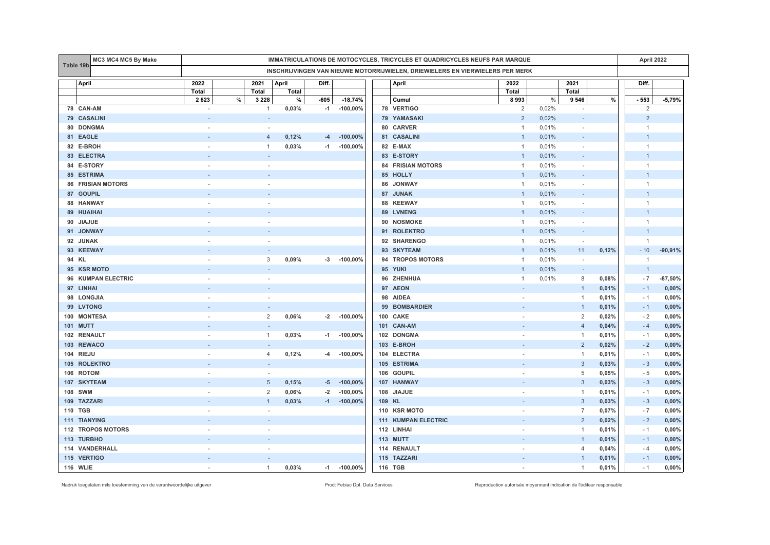| Table 19b | MC3 MC4 MC5 By Make | IMMATRICULATIONS DE MOTOCYCLES, TRICYCLES ET QUADRICYCLES NEUFS PAR MARQUE | April 2022 |
|---|---|---|---|
| | | INSCHRIJVINGEN VAN NIEUWE MOTORRIJWIELEN, DRIEWIELERS EN VIERWIELERS PER MERK | |

| | April | 2022 | | 2021 | April | Diff. | |
|---|---|---|---|---|---|---|---|
| | | Total | | Total | Total | | |
| | | 2 623 | % | 3 228 | % | -605 | -18,74% |
| 78 | CAN-AM | - | | 1 | 0,03% | -1 | -100,00% |
| 79 | CASALINI | - | | - | | | |
| 80 | DONGMA | - | | - | | | |
| 81 | EAGLE | - | | 4 | 0,12% | -4 | -100,00% |
| 82 | E-BROH | - | | 1 | 0,03% | -1 | -100,00% |
| 83 | ELECTRA | - | | - | | | |
| 84 | E-STORY | - | | - | | | |
| 85 | ESTRIMA | - | | - | | | |
| 86 | FRISIAN MOTORS | - | | - | | | |
| 87 | GOUPIL | - | | - | | | |
| 88 | HANWAY | - | | - | | | |
| 89 | HUAIHAI | - | | - | | | |
| 90 | JIAJUE | - | | - | | | |
| 91 | JONWAY | - | | - | | | |
| 92 | JUNAK | - | | - | | | |
| 93 | KEEWAY | - | | - | | | |
| 94 | KL | - | | 3 | 0,09% | -3 | -100,00% |
| 95 | KSR MOTO | - | | - | | | |
| 96 | KUMPAN ELECTRIC | - | | - | | | |
| 97 | LINHAI | - | | - | | | |
| 98 | LONGJIA | - | | - | | | |
| 99 | LVTONG | - | | - | | | |
| 100 | MONTESA | - | | 2 | 0,06% | -2 | -100,00% |
| 101 | MUTT | - | | - | | | |
| 102 | RENAULT | - | | 1 | 0,03% | -1 | -100,00% |
| 103 | REWACO | - | | - | | | |
| 104 | RIEJU | - | | 4 | 0,12% | -4 | -100,00% |
| 105 | ROLEKTRO | - | | - | | | |
| 106 | ROTOM | - | | - | | | |
| 107 | SKYTEAM | - | | 5 | 0,15% | -5 | -100,00% |
| 108 | SWM | - | | 2 | 0,06% | -2 | -100,00% |
| 109 | TAZZARI | - | | 1 | 0,03% | -1 | -100,00% |
| 110 | TGB | - | | - | | | |
| 111 | TIANYING | - | | - | | | |
| 112 | TROPOS MOTORS | - | | - | | | |
| 113 | TURBHO | - | | - | | | |
| 114 | VANDERHALL | - | | - | | | |
| 115 | VERTIGO | - | | - | | | |
| 116 | WLIE | - | | 1 | 0,03% | -1 | -100,00% |

| | April | 2022 | | 2021 | | Diff. | |
|---|---|---|---|---|---|---|---|
| | | Total | | Total | | | |
| | Cumul | 8 993 | % | 9 546 | % | - 553 | -5,79% |
| 78 | VERTIGO | 2 | 0,02% | - | | 2 | |
| 79 | YAMASAKI | 2 | 0,02% | - | | 2 | |
| 80 | CARVER | 1 | 0,01% | - | | 1 | |
| 81 | CASALINI | 1 | 0,01% | - | | 1 | |
| 82 | E-MAX | 1 | 0,01% | - | | 1 | |
| 83 | E-STORY | 1 | 0,01% | - | | 1 | |
| 84 | FRISIAN MOTORS | 1 | 0,01% | - | | 1 | |
| 85 | HOLLY | 1 | 0,01% | - | | 1 | |
| 86 | JONWAY | 1 | 0,01% | - | | 1 | |
| 87 | JUNAK | 1 | 0,01% | - | | 1 | |
| 88 | KEEWAY | 1 | 0,01% | - | | 1 | |
| 89 | LVNENG | 1 | 0,01% | - | | 1 | |
| 90 | NOSMOKE | 1 | 0,01% | - | | 1 | |
| 91 | ROLEKTRO | 1 | 0,01% | - | | 1 | |
| 92 | SHARENGO | 1 | 0,01% | - | | 1 | |
| 93 | SKYTEAM | 1 | 0,01% | 11 | 0,12% | - 10 | -90,91% |
| 94 | TROPOS MOTORS | 1 | 0,01% | - | | 1 | |
| 95 | YUKI | 1 | 0,01% | - | | 1 | |
| 96 | ZHENHUA | 1 | 0,01% | 8 | 0,08% | - 7 | -87,50% |
| 97 | AEON | - | | 1 | 0,01% | - 1 | 0,00% |
| 98 | AIDEA | - | | 1 | 0,01% | - 1 | 0,00% |
| 99 | BOMBARDIER | - | | 1 | 0,01% | - 1 | 0,00% |
| 100 | CAKE | - | | 2 | 0,02% | - 2 | 0,00% |
| 101 | CAN-AM | - | | 4 | 0,04% | - 4 | 0,00% |
| 102 | DONGMA | - | | 1 | 0,01% | - 1 | 0,00% |
| 103 | E-BROH | - | | 2 | 0,02% | - 2 | 0,00% |
| 104 | ELECTRA | - | | 1 | 0,01% | - 1 | 0,00% |
| 105 | ESTRIMA | - | | 3 | 0,03% | - 3 | 0,00% |
| 106 | GOUPIL | - | | 5 | 0,05% | - 5 | 0,00% |
| 107 | HANWAY | - | | 3 | 0,03% | - 3 | 0,00% |
| 108 | JIAJUE | - | | 1 | 0,01% | - 1 | 0,00% |
| 109 | KL | - | | 3 | 0,03% | - 3 | 0,00% |
| 110 | KSR MOTO | - | | 7 | 0,07% | - 7 | 0,00% |
| 111 | KUMPAN ELECTRIC | - | | 2 | 0,02% | - 2 | 0,00% |
| 112 | LINHAI | - | | 1 | 0,01% | - 1 | 0,00% |
| 113 | MUTT | - | | 1 | 0,01% | - 1 | 0,00% |
| 114 | RENAULT | - | | 4 | 0,04% | - 4 | 0,00% |
| 115 | TAZZARI | - | | 1 | 0,01% | - 1 | 0,00% |
| 116 | TGB | - | | 1 | 0,01% | - 1 | 0,00% |

Nadruk toegelaten mits toestemming van de verantwoordelijke uitgever — Prod: Febiac Dpt. Data Services — Reproduction autorisée moyennant indication de l'éditeur responsable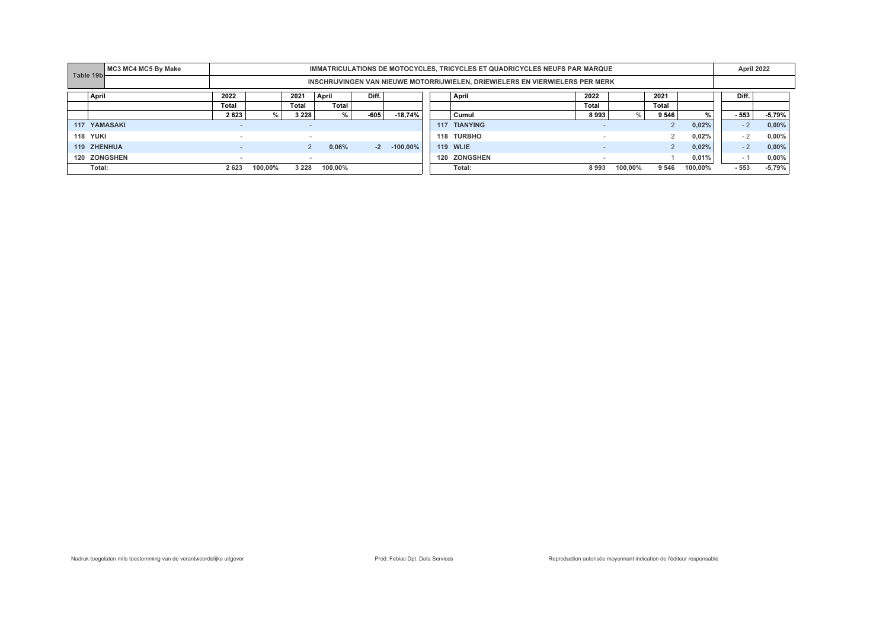| Table 19b | MC3 MC4 MC5 By Make | IMMATRICULATIONS DE MOTOCYCLES, TRICYCLES ET QUADRICYCLES NEUFS PAR MARQUE | April 2022 |
|---|---|---|---|
| | | INSCHRIJVINGEN VAN NIEUWE MOTORRIJWIELEN, DRIEWIELERS EN VIERWIELERS PER MERK | |

| | April | 2022 | | 2021 | April | Diff. | |
|---|---|---|---|---|---|---|---|
| | | Total | | Total | Total | | |
| | | 2 623 | % | 3 228 | % | -605 | -18,74% |
| 117 | YAMASAKI | - | | - | | | |
| 118 | YUKI | - | | - | | | |
| 119 | ZHENHUA | - | | 2 | 0,06% | -2 | -100,00% |
| 120 | ZONGSHEN | - | | - | | | |
| | Total: | 2 623 | 100,00% | 3 228 | 100,00% | | |

| | April | 2022 | | 2021 | | Diff. | |
|---|---|---|---|---|---|---|---|
| | | Total | | Total | | | |
| | Cumul | 8 993 | % | 9 546 | % | - 553 | -5,79% |
| 117 | TIANYING | - | | 2 | 0,02% | - 2 | 0,00% |
| 118 | TURBHO | - | | 2 | 0,02% | - 2 | 0,00% |
| 119 | WLIE | - | | 2 | 0,02% | - 2 | 0,00% |
| 120 | ZONGSHEN | - | | 1 | 0,01% | - 1 | 0,00% |
| | Total: | 8 993 | 100,00% | 9 546 | 100,00% | - 553 | -5,79% |

Nadruk toegelaten mits toestemming van de verantwoordelijke uitgever

Prod: Febiac Dpt. Data Services

Reproduction autorisée moyennant indication de l'éditeur responsable